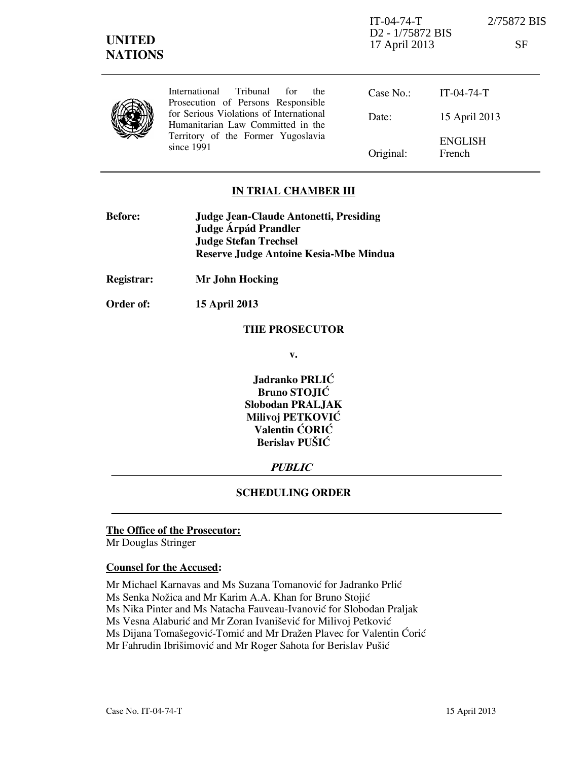IT-04-74-T 2/75872 BIS
D2 - 1/75872 BIS
17 April 2013 SF

**UNITED NATIONS**

International Tribunal for the Prosecution of Persons Responsible for Serious Violations of International Humanitarian Law Committed in the Territory of the Former Yugoslavia since 1991

| | |
|---|---|
| Case No.: | IT-04-74-T |
| Date: | 15 April 2013 |
| Original: | ENGLISH French |

**IN TRIAL CHAMBER III**

**Before:** **Judge Jean-Claude Antonetti, Presiding**
**Judge Árpád Prandler**
**Judge Stefan Trechsel**
**Reserve Judge Antoine Kesia-Mbe Mindua**

**Registrar:** **Mr John Hocking**

**Order of:** **15 April 2013**

**THE PROSECUTOR**

**v.**

**Jadranko PRLIĆ**
**Bruno STOJIĆ**
**Slobodan PRALJAK**
**Milivoj PETKOVIĆ**
**Valentin ĆORIĆ**
**Berislav PUŠIĆ**

***PUBLIC***

**SCHEDULING ORDER**

**The Office of the Prosecutor:**
Mr Douglas Stringer

**Counsel for the Accused:**

Mr Michael Karnavas and Ms Suzana Tomanović for Jadranko Prlić
Ms Senka Nožica and Mr Karim A.A. Khan for Bruno Stojić
Ms Nika Pinter and Ms Natacha Fauveau-Ivanović for Slobodan Praljak
Ms Vesna Alaburić and Mr Zoran Ivanišević for Milivoj Petković
Ms Dijana Tomašegović-Tomić and Mr Dražen Plavec for Valentin Ćorić
Mr Fahrudin Ibrišimović and Mr Roger Sahota for Berislav Pušić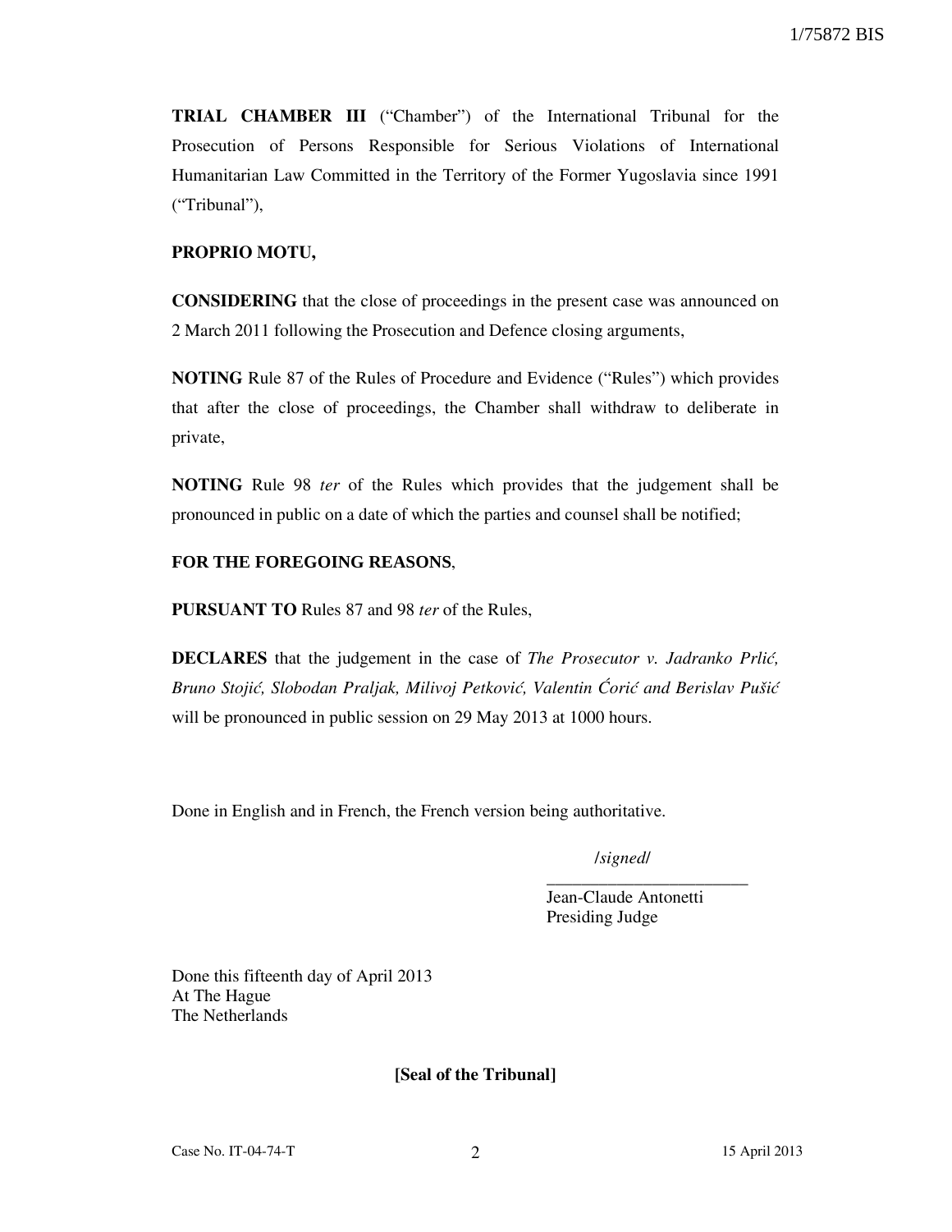**TRIAL CHAMBER III** ("Chamber") of the International Tribunal for the Prosecution of Persons Responsible for Serious Violations of International Humanitarian Law Committed in the Territory of the Former Yugoslavia since 1991 ("Tribunal"),

**PROPRIO MOTU,**

**CONSIDERING** that the close of proceedings in the present case was announced on 2 March 2011 following the Prosecution and Defence closing arguments,

**NOTING** Rule 87 of the Rules of Procedure and Evidence ("Rules") which provides that after the close of proceedings, the Chamber shall withdraw to deliberate in private,

**NOTING** Rule 98 *ter* of the Rules which provides that the judgement shall be pronounced in public on a date of which the parties and counsel shall be notified;

**FOR THE FOREGOING REASONS**,

**PURSUANT TO** Rules 87 and 98 *ter* of the Rules,

**DECLARES** that the judgement in the case of *The Prosecutor v. Jadranko Prlić, Bruno Stojić, Slobodan Praljak, Milivoj Petković, Valentin Ćorić and Berislav Pušić* will be pronounced in public session on 29 May 2013 at 1000 hours.

Done in English and in French, the French version being authoritative.

/*signed*/

\_\_\_\_\_\_\_\_\_\_\_\_\_\_\_\_\_\_\_\_\_\_\_\_

Jean-Claude Antonetti
Presiding Judge

Done this fifteenth day of April 2013
At The Hague
The Netherlands

**[Seal of the Tribunal]**